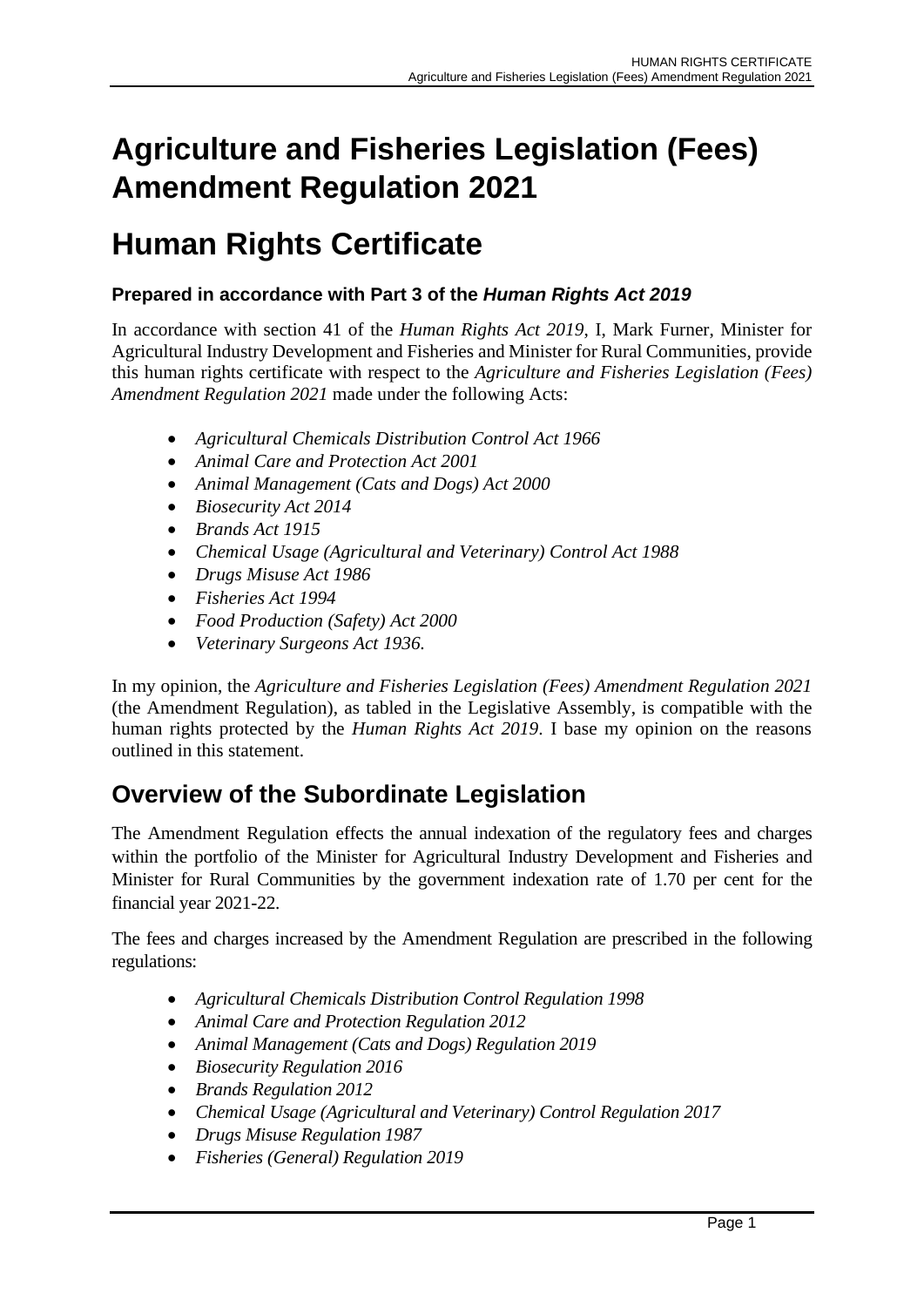# Agriculture and Fisheries Legislation (Fees) Amendment Regulation 2021

# Human Rights Certificate

### Prepared in accordance with Part 3 of the *Human Rights Act 2019*

In accordance with section 41 of the *Human Rights Act 2019*, I, Mark Furner, Minister for Agricultural Industry Development and Fisheries and Minister for Rural Communities, provide this human rights certificate with respect to the *Agriculture and Fisheries Legislation (Fees) Amendment Regulation 2021* made under the following Acts:

- *Agricultural Chemicals Distribution Control Act 1966*
- *Animal Care and Protection Act 2001*
- *Animal Management (Cats and Dogs) Act 2000*
- *Biosecurity Act 2014*
- *Brands Act 1915*
- *Chemical Usage (Agricultural and Veterinary) Control Act 1988*
- *Drugs Misuse Act 1986*
- *Fisheries Act 1994*
- *Food Production (Safety) Act 2000*
- *Veterinary Surgeons Act 1936*.

In my opinion, the *Agriculture and Fisheries Legislation (Fees) Amendment Regulation 2021* (the Amendment Regulation), as tabled in the Legislative Assembly, is compatible with the human rights protected by the *Human Rights Act 2019*. I base my opinion on the reasons outlined in this statement.

## Overview of the Subordinate Legislation

The Amendment Regulation effects the annual indexation of the regulatory fees and charges within the portfolio of the Minister for Agricultural Industry Development and Fisheries and Minister for Rural Communities by the government indexation rate of 1.70 per cent for the financial year 2021-22.

The fees and charges increased by the Amendment Regulation are prescribed in the following regulations:

- *Agricultural Chemicals Distribution Control Regulation 1998*
- *Animal Care and Protection Regulation 2012*
- *Animal Management (Cats and Dogs) Regulation 2019*
- *Biosecurity Regulation 2016*
- *Brands Regulation 2012*
- *Chemical Usage (Agricultural and Veterinary) Control Regulation 2017*
- *Drugs Misuse Regulation 1987*
- *Fisheries (General) Regulation 2019*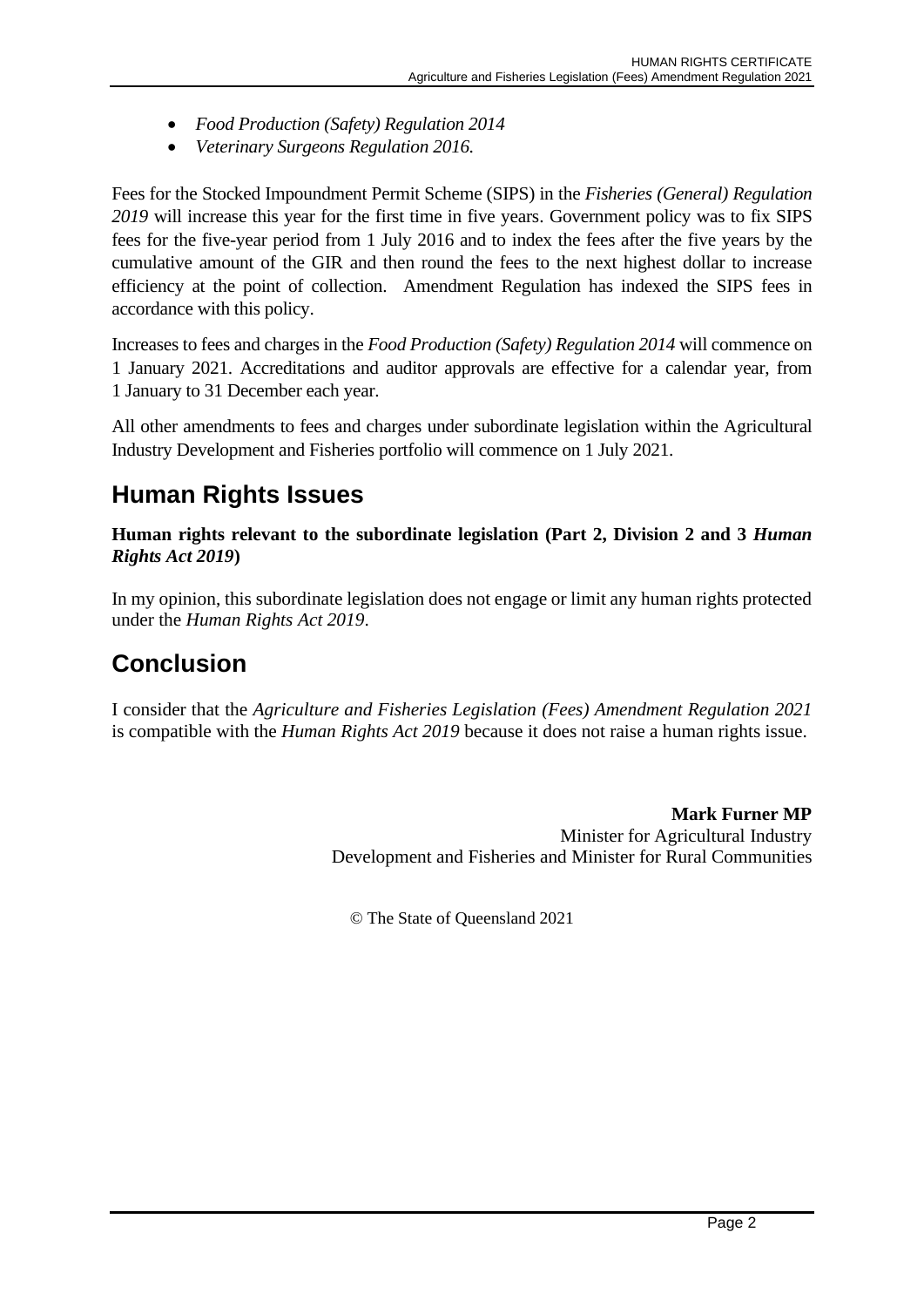- *Food Production (Safety) Regulation 2014*
- *Veterinary Surgeons Regulation 2016.*

Fees for the Stocked Impoundment Permit Scheme (SIPS) in the *Fisheries (General) Regulation 2019* will increase this year for the first time in five years. Government policy was to fix SIPS fees for the five-year period from 1 July 2016 and to index the fees after the five years by the cumulative amount of the GIR and then round the fees to the next highest dollar to increase efficiency at the point of collection. Amendment Regulation has indexed the SIPS fees in accordance with this policy.

Increases to fees and charges in the *Food Production (Safety) Regulation 2014* will commence on 1 January 2021. Accreditations and auditor approvals are effective for a calendar year, from 1 January to 31 December each year.

All other amendments to fees and charges under subordinate legislation within the Agricultural Industry Development and Fisheries portfolio will commence on 1 July 2021.

## Human Rights Issues

**Human rights relevant to the subordinate legislation (Part 2, Division 2 and 3 *Human Rights Act 2019*)**

In my opinion, this subordinate legislation does not engage or limit any human rights protected under the *Human Rights Act 2019*.

## Conclusion

I consider that the *Agriculture and Fisheries Legislation (Fees) Amendment Regulation 2021* is compatible with the *Human Rights Act 2019* because it does not raise a human rights issue.

**Mark Furner MP**
Minister for Agricultural Industry
Development and Fisheries and Minister for Rural Communities

© The State of Queensland 2021